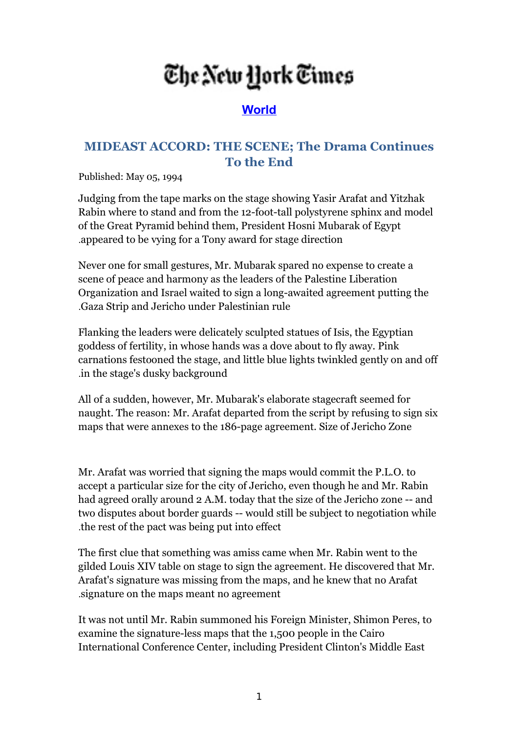# The New York Times

**World**

## MIDEAST ACCORD: THE SCENE; The Drama Continues To the End

Published: May 05, 1994

Judging from the tape marks on the stage showing Yasir Arafat and Yitzhak Rabin where to stand and from the 12-foot-tall polystyrene sphinx and model of the Great Pyramid behind them, President Hosni Mubarak of Egypt appeared to be vying for a Tony award for stage direction.

Never one for small gestures, Mr. Mubarak spared no expense to create a scene of peace and harmony as the leaders of the Palestine Liberation Organization and Israel waited to sign a long-awaited agreement putting the Gaza Strip and Jericho under Palestinian rule.

Flanking the leaders were delicately sculpted statues of Isis, the Egyptian goddess of fertility, in whose hands was a dove about to fly away. Pink carnations festooned the stage, and little blue lights twinkled gently on and off in the stage's dusky background.

All of a sudden, however, Mr. Mubarak's elaborate stagecraft seemed for naught. The reason: Mr. Arafat departed from the script by refusing to sign six maps that were annexes to the 186-page agreement. Size of Jericho Zone

Mr. Arafat was worried that signing the maps would commit the P.L.O. to accept a particular size for the city of Jericho, even though he and Mr. Rabin had agreed orally around 2 A.M. today that the size of the Jericho zone -- and two disputes about border guards -- would still be subject to negotiation while the rest of the pact was being put into effect.

The first clue that something was amiss came when Mr. Rabin went to the gilded Louis XIV table on stage to sign the agreement. He discovered that Mr. Arafat's signature was missing from the maps, and he knew that no Arafat signature on the maps meant no agreement.

It was not until Mr. Rabin summoned his Foreign Minister, Shimon Peres, to examine the signature-less maps that the 1,500 people in the Cairo International Conference Center, including President Clinton's Middle East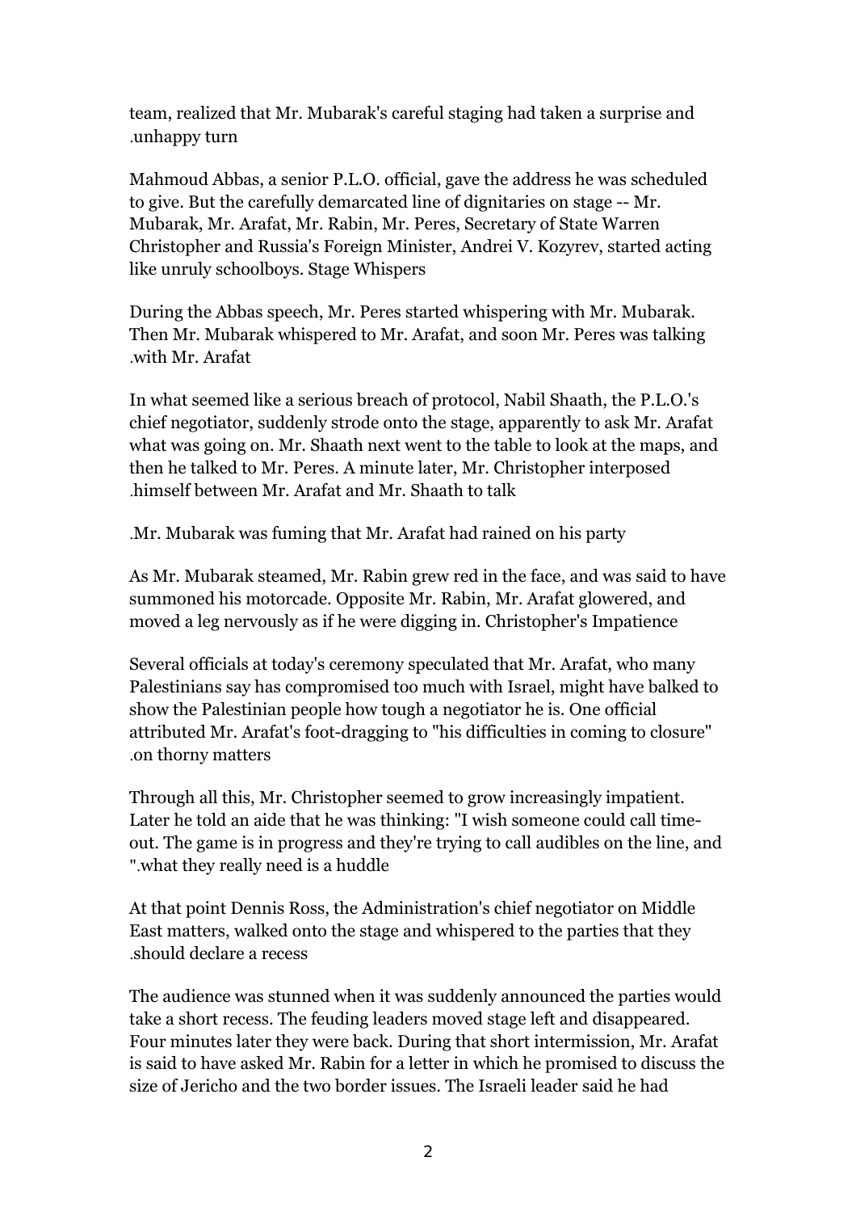team, realized that Mr. Mubarak's careful staging had taken a surprise and unhappy turn.

Mahmoud Abbas, a senior P.L.O. official, gave the address he was scheduled to give. But the carefully demarcated line of dignitaries on stage -- Mr. Mubarak, Mr. Arafat, Mr. Rabin, Mr. Peres, Secretary of State Warren Christopher and Russia's Foreign Minister, Andrei V. Kozyrev, started acting like unruly schoolboys. Stage Whispers

During the Abbas speech, Mr. Peres started whispering with Mr. Mubarak. Then Mr. Mubarak whispered to Mr. Arafat, and soon Mr. Peres was talking with Mr. Arafat.

In what seemed like a serious breach of protocol, Nabil Shaath, the P.L.O.'s chief negotiator, suddenly strode onto the stage, apparently to ask Mr. Arafat what was going on. Mr. Shaath next went to the table to look at the maps, and then he talked to Mr. Peres. A minute later, Mr. Christopher interposed himself between Mr. Arafat and Mr. Shaath to talk.

Mr. Mubarak was fuming that Mr. Arafat had rained on his party.

As Mr. Mubarak steamed, Mr. Rabin grew red in the face, and was said to have summoned his motorcade. Opposite Mr. Rabin, Mr. Arafat glowered, and moved a leg nervously as if he were digging in. Christopher's Impatience

Several officials at today's ceremony speculated that Mr. Arafat, who many Palestinians say has compromised too much with Israel, might have balked to show the Palestinian people how tough a negotiator he is. One official attributed Mr. Arafat's foot-dragging to "his difficulties in coming to closure" on thorny matters.

Through all this, Mr. Christopher seemed to grow increasingly impatient. Later he told an aide that he was thinking: "I wish someone could call time-out. The game is in progress and they're trying to call audibles on the line, and what they really need is a huddle."

At that point Dennis Ross, the Administration's chief negotiator on Middle East matters, walked onto the stage and whispered to the parties that they should declare a recess.

The audience was stunned when it was suddenly announced the parties would take a short recess. The feuding leaders moved stage left and disappeared. Four minutes later they were back. During that short intermission, Mr. Arafat is said to have asked Mr. Rabin for a letter in which he promised to discuss the size of Jericho and the two border issues. The Israeli leader said he had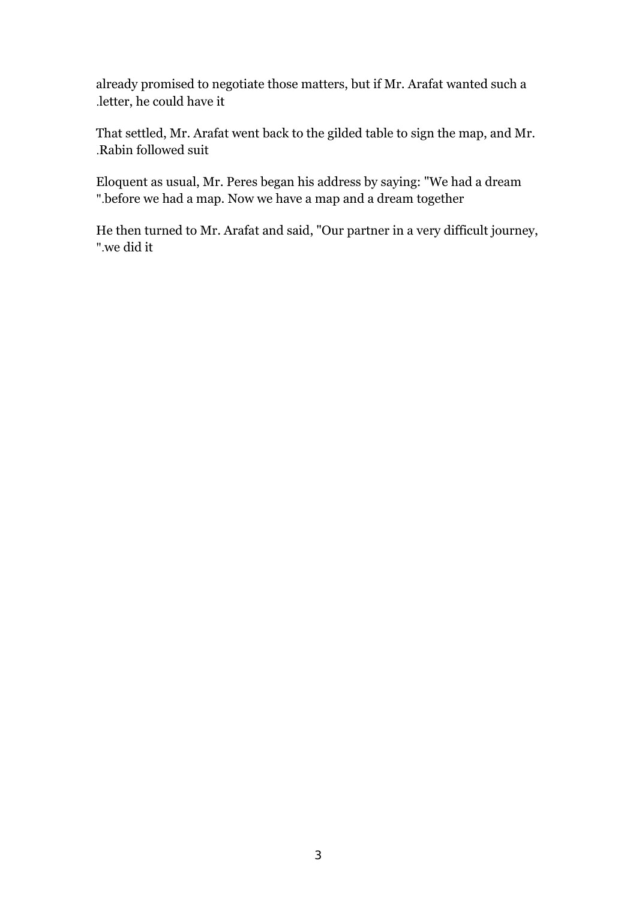already promised to negotiate those matters, but if Mr. Arafat wanted such a letter, he could have it.

That settled, Mr. Arafat went back to the gilded table to sign the map, and Mr. Rabin followed suit.

Eloquent as usual, Mr. Peres began his address by saying: "We had a dream before we had a map. Now we have a map and a dream together."

He then turned to Mr. Arafat and said, "Our partner in a very difficult journey, we did it."